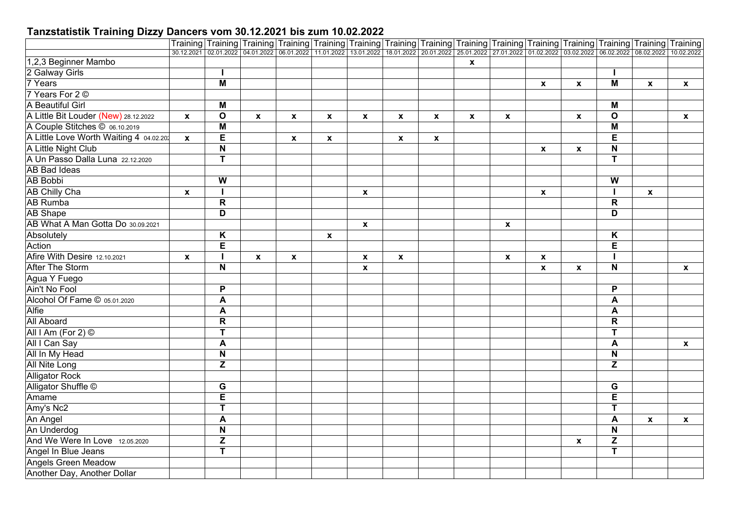## Tanzstatistik Training Dizzy Dancers vom 30.12.2021 bis zum 10.02.2022

| | Training 30.12.2021 | Training 02.01.2022 | Training 04.01.2022 | Training 06.01.2022 | Training 11.01.2022 | Training 13.01.2022 | Training 18.01.2022 | Training 20.01.2022 | Training 25.01.2022 | Training 27.01.2022 | Training 01.02.2022 | Training 03.02.2022 | Training 06.02.2022 | Training 08.02.2022 | Training 10.02.2022 |
|---|---|---|---|---|---|---|---|---|---|---|---|---|---|---|---|
| 1,2,3 Beginner Mambo | | | | | | | | | x | | | | | | |
| 2 Galway Girls | | I | | | | | | | | | | | I | | |
| 7 Years | | M | | | | | | | | | x | x | M | x | x |
| 7 Years For 2 © | | | | | | | | | | | | | | | |
| A Beautiful Girl | | M | | | | | | | | | | | M | | |
| A Little Bit Louder (New) 28.12.2022 | x | O | x | x | x | x | x | x | x | x | | x | O | | x |
| A Couple Stitches © 06.10.2019 | | M | | | | | | | | | | | M | | |
| A Little Love Worth Waiting 4 04.02.202 | x | E | | x | x | | x | x | | | | | E | | |
| A Little Night Club | | N | | | | | | | | | x | x | N | | |
| A Un Passo Dalla Luna 22.12.2020 | | T | | | | | | | | | | | T | | |
| AB Bad Ideas | | | | | | | | | | | | | | | |
| AB Bobbi | | W | | | | | | | | | | | W | | |
| AB Chilly Cha | x | I | | | | x | | | | | x | | I | x | |
| AB Rumba | | R | | | | | | | | | | | R | | |
| AB Shape | | D | | | | | | | | | | | D | | |
| AB What A Man Gotta Do 30.09.2021 | | | | | | x | | | | x | | | | | |
| Absolutely | | K | | | x | | | | | | | | K | | |
| Action | | E | | | | | | | | | | | E | | |
| Afire With Desire 12.10.2021 | x | I | x | x | | x | x | | | x | x | | I | | |
| After The Storm | | N | | | | x | | | | | x | x | N | | x |
| Agua Y Fuego | | | | | | | | | | | | | | | |
| Ain't No Fool | | P | | | | | | | | | | | P | | |
| Alcohol Of Fame © 05.01.2020 | | A | | | | | | | | | | | A | | |
| Alfie | | A | | | | | | | | | | | A | | |
| All Aboard | | R | | | | | | | | | | | R | | |
| All I Am (For 2) © | | T | | | | | | | | | | | T | | |
| All I Can Say | | A | | | | | | | | | | | A | | x |
| All In My Head | | N | | | | | | | | | | | N | | |
| All Nite Long | | Z | | | | | | | | | | | Z | | |
| Alligator Rock | | | | | | | | | | | | | | | |
| Alligator Shuffle © | | G | | | | | | | | | | | G | | |
| Amame | | E | | | | | | | | | | | E | | |
| Amy's Nc2 | | T | | | | | | | | | | | T | | |
| An Angel | | A | | | | | | | | | | | A | x | x |
| An Underdog | | N | | | | | | | | | | | N | | |
| And We Were In Love 12.05.2020 | | Z | | | | | | | | | | x | Z | | |
| Angel In Blue Jeans | | T | | | | | | | | | | | T | | |
| Angels Green Meadow | | | | | | | | | | | | | | | |
| Another Day, Another Dollar | | | | | | | | | | | | | | | |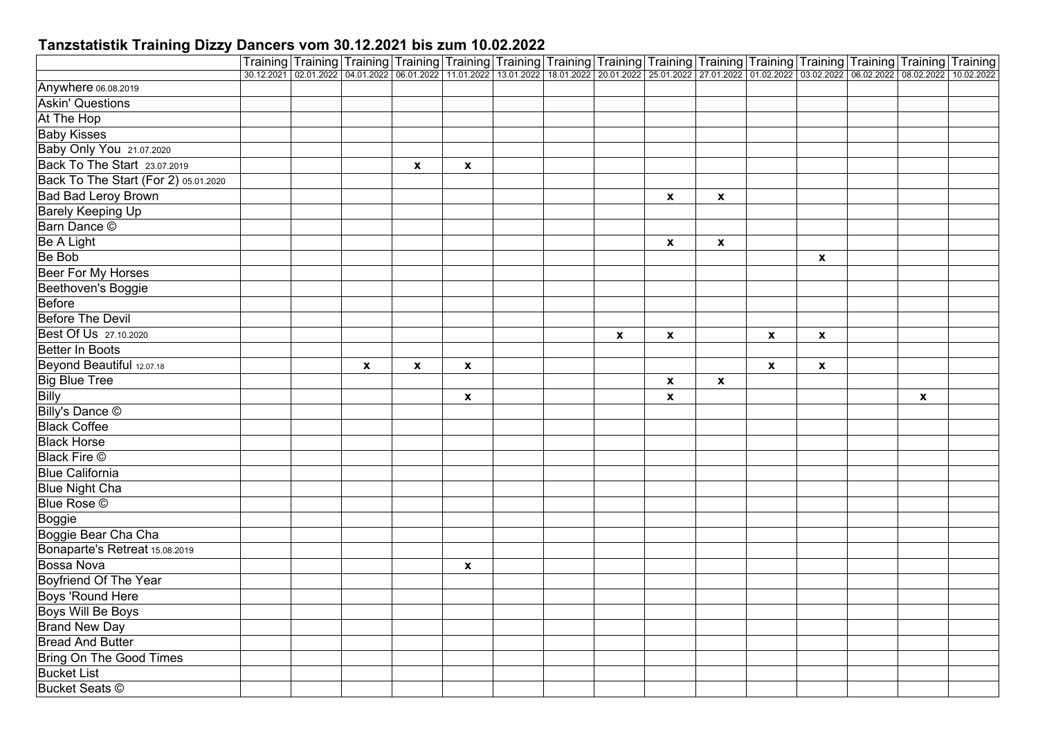## Tanzstatistik Training Dizzy Dancers vom 30.12.2021 bis zum 10.02.2022

| | Training | Training | Training | Training | Training | Training | Training | Training | Training | Training | Training | Training | Training | Training | Training |
|---|---|---|---|---|---|---|---|---|---|---|---|---|---|---|---|
| | 30.12.2021 | 02.01.2022 | 04.01.2022 | 06.01.2022 | 11.01.2022 | 13.01.2022 | 18.01.2022 | 20.01.2022 | 25.01.2022 | 27.01.2022 | 01.02.2022 | 03.02.2022 | 06.02.2022 | 08.02.2022 | 10.02.2022 |
| Anywhere 06.08.2019 | | | | | | | | | | | | | | | |
| Askin' Questions | | | | | | | | | | | | | | | |
| At The Hop | | | | | | | | | | | | | | | |
| Baby Kisses | | | | | | | | | | | | | | | |
| Baby Only You 21.07.2020 | | | | | | | | | | | | | | | |
| Back To The Start 23.07.2019 | | | | x | x | | | | | | | | | | |
| Back To The Start (For 2) 05.01.2020 | | | | | | | | | | | | | | | |
| Bad Bad Leroy Brown | | | | | | | | | x | x | | | | | |
| Barely Keeping Up | | | | | | | | | | | | | | | |
| Barn Dance © | | | | | | | | | | | | | | | |
| Be A Light | | | | | | | | | x | x | | | | | |
| Be Bob | | | | | | | | | | | | x | | | |
| Beer For My Horses | | | | | | | | | | | | | | | |
| Beethoven's Boggie | | | | | | | | | | | | | | | |
| Before | | | | | | | | | | | | | | | |
| Before The Devil | | | | | | | | | | | | | | | |
| Best Of Us 27.10.2020 | | | | | | | | x | x | | x | x | | | |
| Better In Boots | | | | | | | | | | | | | | | |
| Beyond Beautiful 12.07.18 | | | x | x | x | | | | | | x | x | | | |
| Big Blue Tree | | | | | | | | | x | x | | | | | |
| Billy | | | | | x | | | | x | | | | | x | |
| Billy's Dance © | | | | | | | | | | | | | | | |
| Black Coffee | | | | | | | | | | | | | | | |
| Black Horse | | | | | | | | | | | | | | | |
| Black Fire © | | | | | | | | | | | | | | | |
| Blue California | | | | | | | | | | | | | | | |
| Blue Night Cha | | | | | | | | | | | | | | | |
| Blue Rose © | | | | | | | | | | | | | | | |
| Boggie | | | | | | | | | | | | | | | |
| Boggie Bear Cha Cha | | | | | | | | | | | | | | | |
| Bonaparte's Retreat 15.08.2019 | | | | | | | | | | | | | | | |
| Bossa Nova | | | | | x | | | | | | | | | | |
| Boyfriend Of The Year | | | | | | | | | | | | | | | |
| Boys 'Round Here | | | | | | | | | | | | | | | |
| Boys Will Be Boys | | | | | | | | | | | | | | | |
| Brand New Day | | | | | | | | | | | | | | | |
| Bread And Butter | | | | | | | | | | | | | | | |
| Bring On The Good Times | | | | | | | | | | | | | | | |
| Bucket List | | | | | | | | | | | | | | | |
| Bucket Seats © | | | | | | | | | | | | | | | |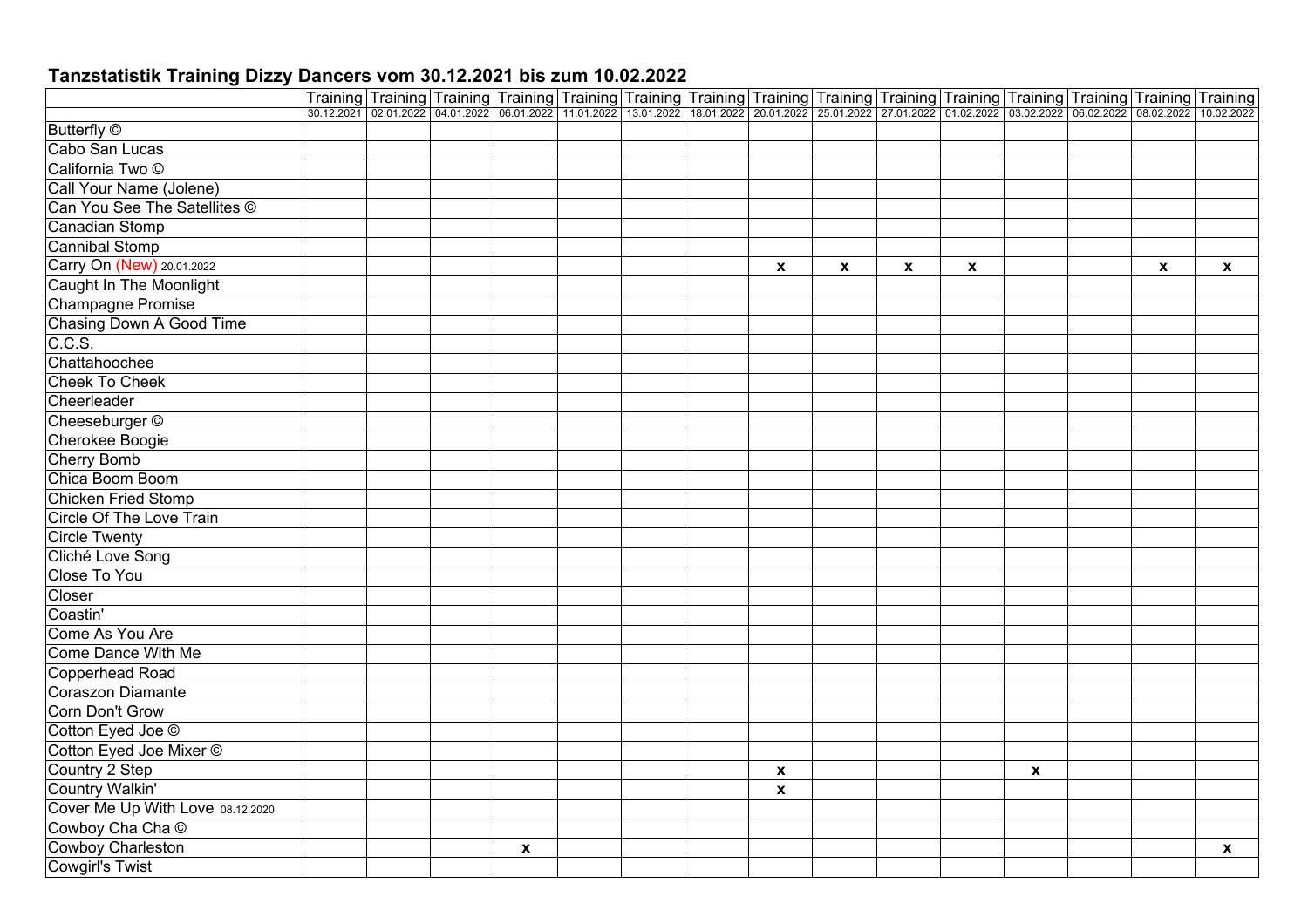## Tanzstatistik Training Dizzy Dancers vom 30.12.2021 bis zum 10.02.2022

| | Training 30.12.2021 | Training 02.01.2022 | Training 04.01.2022 | Training 06.01.2022 | Training 11.01.2022 | Training 13.01.2022 | Training 18.01.2022 | Training 20.01.2022 | Training 25.01.2022 | Training 27.01.2022 | Training 01.02.2022 | Training 03.02.2022 | Training 06.02.2022 | Training 08.02.2022 | Training 10.02.2022 |
|---|---|---|---|---|---|---|---|---|---|---|---|---|---|---|---|
| Butterfly © | | | | | | | | | | | | | | | |
| Cabo San Lucas | | | | | | | | | | | | | | | |
| California Two © | | | | | | | | | | | | | | | |
| Call Your Name (Jolene) | | | | | | | | | | | | | | | |
| Can You See The Satellites © | | | | | | | | | | | | | | | |
| Canadian Stomp | | | | | | | | | | | | | | | |
| Cannibal Stomp | | | | | | | | | | | | | | | |
| Carry On (New) 20.01.2022 | | | | | | | | x | x | x | x | | | x | x |
| Caught In The Moonlight | | | | | | | | | | | | | | | |
| Champagne Promise | | | | | | | | | | | | | | | |
| Chasing Down A Good Time | | | | | | | | | | | | | | | |
| C.C.S. | | | | | | | | | | | | | | | |
| Chattahoochee | | | | | | | | | | | | | | | |
| Cheek To Cheek | | | | | | | | | | | | | | | |
| Cheerleader | | | | | | | | | | | | | | | |
| Cheeseburger © | | | | | | | | | | | | | | | |
| Cherokee Boogie | | | | | | | | | | | | | | | |
| Cherry Bomb | | | | | | | | | | | | | | | |
| Chica Boom Boom | | | | | | | | | | | | | | | |
| Chicken Fried Stomp | | | | | | | | | | | | | | | |
| Circle Of The Love Train | | | | | | | | | | | | | | | |
| Circle Twenty | | | | | | | | | | | | | | | |
| Cliché Love Song | | | | | | | | | | | | | | | |
| Close To You | | | | | | | | | | | | | | | |
| Closer | | | | | | | | | | | | | | | |
| Coastin' | | | | | | | | | | | | | | | |
| Come As You Are | | | | | | | | | | | | | | | |
| Come Dance With Me | | | | | | | | | | | | | | | |
| Copperhead Road | | | | | | | | | | | | | | | |
| Coraszon Diamante | | | | | | | | | | | | | | | |
| Corn Don't Grow | | | | | | | | | | | | | | | |
| Cotton Eyed Joe © | | | | | | | | | | | | | | | |
| Cotton Eyed Joe Mixer © | | | | | | | | | | | | | | | |
| Country 2 Step | | | | | | | | x | | | | x | | | |
| Country Walkin' | | | | | | | | x | | | | | | | |
| Cover Me Up With Love 08.12.2020 | | | | | | | | | | | | | | | |
| Cowboy Cha Cha © | | | | | | | | | | | | | | | |
| Cowboy Charleston | | | | x | | | | | | | | | | | x |
| Cowgirl's Twist | | | | | | | | | | | | | | | |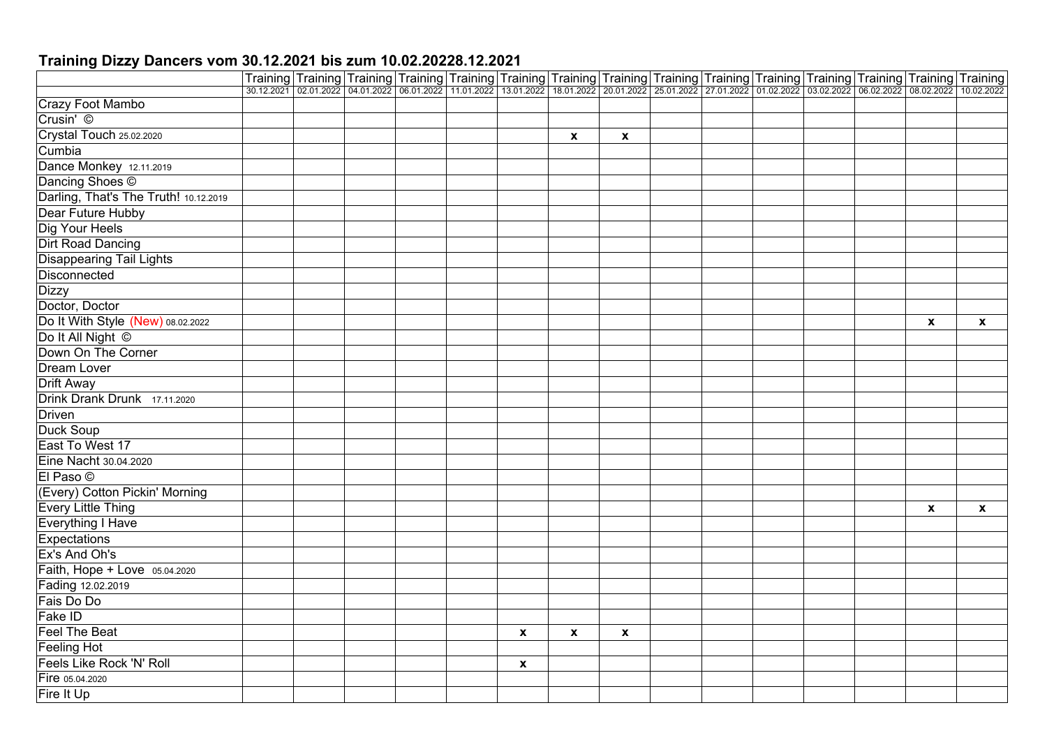## Training Dizzy Dancers vom 30.12.2021 bis zum 10.02.20228.12.2021

| | Training 30.12.2021 | Training 02.01.2022 | Training 04.01.2022 | Training 06.01.2022 | Training 11.01.2022 | Training 13.01.2022 | Training 18.01.2022 | Training 20.01.2022 | Training 25.01.2022 | Training 27.01.2022 | Training 01.02.2022 | Training 03.02.2022 | Training 06.02.2022 | Training 08.02.2022 | Training 10.02.2022 |
|---|---|---|---|---|---|---|---|---|---|---|---|---|---|---|---|
| Crazy Foot Mambo | | | | | | | | | | | | | | | |
| Crusin' © | | | | | | | | | | | | | | | |
| Crystal Touch 25.02.2020 | | | | | | | x | x | | | | | | | |
| Cumbia | | | | | | | | | | | | | | | |
| Dance Monkey 12.11.2019 | | | | | | | | | | | | | | | |
| Dancing Shoes © | | | | | | | | | | | | | | | |
| Darling, That's The Truth! 10.12.2019 | | | | | | | | | | | | | | | |
| Dear Future Hubby | | | | | | | | | | | | | | | |
| Dig Your Heels | | | | | | | | | | | | | | | |
| Dirt Road Dancing | | | | | | | | | | | | | | | |
| Disappearing Tail Lights | | | | | | | | | | | | | | | |
| Disconnected | | | | | | | | | | | | | | | |
| Dizzy | | | | | | | | | | | | | | | |
| Doctor, Doctor | | | | | | | | | | | | | | | |
| Do It With Style (New) 08.02.2022 | | | | | | | | | | | | | | x | x |
| Do It All Night © | | | | | | | | | | | | | | | |
| Down On The Corner | | | | | | | | | | | | | | | |
| Dream Lover | | | | | | | | | | | | | | | |
| Drift Away | | | | | | | | | | | | | | | |
| Drink Drank Drunk 17.11.2020 | | | | | | | | | | | | | | | |
| Driven | | | | | | | | | | | | | | | |
| Duck Soup | | | | | | | | | | | | | | | |
| East To West 17 | | | | | | | | | | | | | | | |
| Eine Nacht 30.04.2020 | | | | | | | | | | | | | | | |
| El Paso © | | | | | | | | | | | | | | | |
| (Every) Cotton Pickin' Morning | | | | | | | | | | | | | | | |
| Every Little Thing | | | | | | | | | | | | | | x | x |
| Everything I Have | | | | | | | | | | | | | | | |
| Expectations | | | | | | | | | | | | | | | |
| Ex's And Oh's | | | | | | | | | | | | | | | |
| Faith, Hope + Love 05.04.2020 | | | | | | | | | | | | | | | |
| Fading 12.02.2019 | | | | | | | | | | | | | | | |
| Fais Do Do | | | | | | | | | | | | | | | |
| Fake ID | | | | | | | | | | | | | | | |
| Feel The Beat | | | | | | x | x | x | | | | | | | |
| Feeling Hot | | | | | | | | | | | | | | | |
| Feels Like Rock 'N' Roll | | | | | | x | | | | | | | | | |
| Fire 05.04.2020 | | | | | | | | | | | | | | | |
| Fire It Up | | | | | | | | | | | | | | | |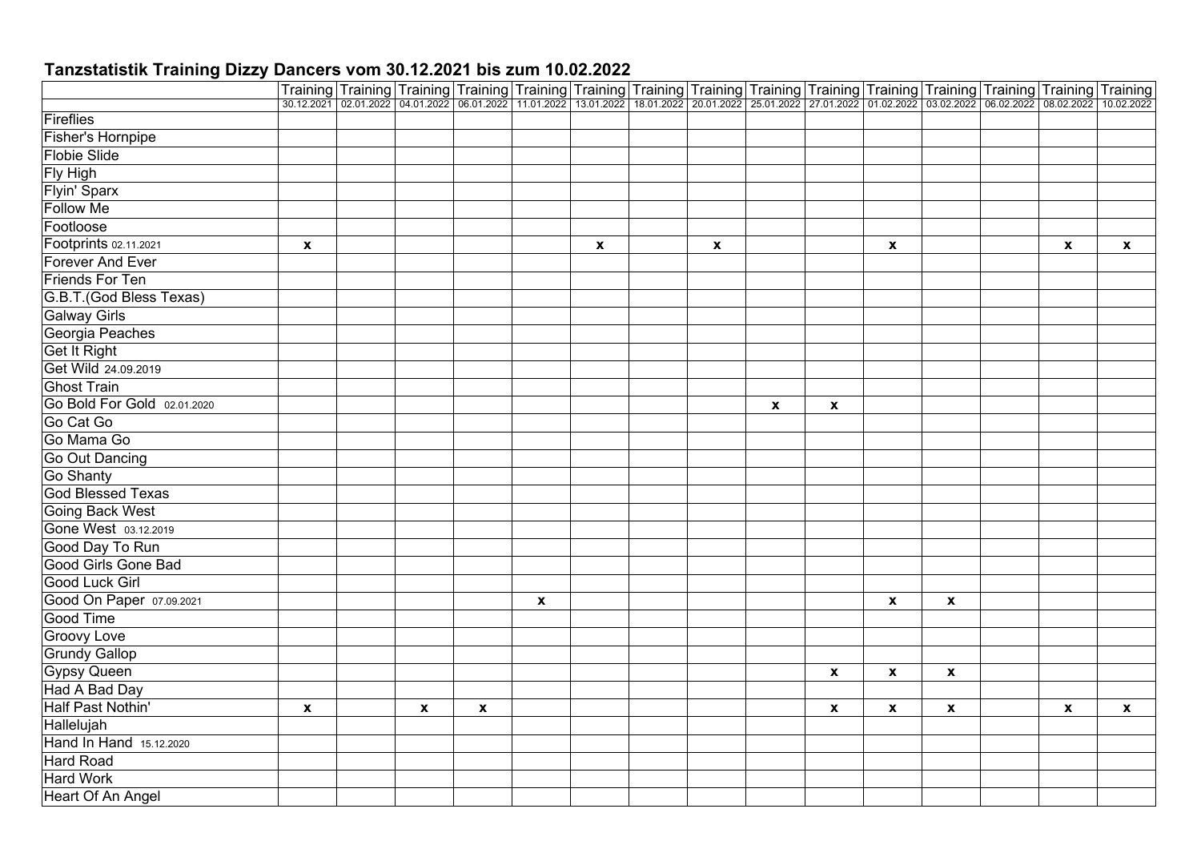## Tanzstatistik Training Dizzy Dancers vom 30.12.2021 bis zum 10.02.2022

| | Training 30.12.2021 | Training 02.01.2022 | Training 04.01.2022 | Training 06.01.2022 | Training 11.01.2022 | Training 13.01.2022 | Training 18.01.2022 | Training 20.01.2022 | Training 25.01.2022 | Training 27.01.2022 | Training 01.02.2022 | Training 03.02.2022 | Training 06.02.2022 | Training 08.02.2022 | Training 10.02.2022 |
|---|---|---|---|---|---|---|---|---|---|---|---|---|---|---|---|
| Fireflies | | | | | | | | | | | | | | | |
| Fisher's Hornpipe | | | | | | | | | | | | | | | |
| Flobie Slide | | | | | | | | | | | | | | | |
| Fly High | | | | | | | | | | | | | | | |
| Flyin' Sparx | | | | | | | | | | | | | | | |
| Follow Me | | | | | | | | | | | | | | | |
| Footloose | | | | | | | | | | | | | | | |
| Footprints 02.11.2021 | x | | | | | x | | x | | | x | | | x | x |
| Forever And Ever | | | | | | | | | | | | | | | |
| Friends For Ten | | | | | | | | | | | | | | | |
| G.B.T.(God Bless Texas) | | | | | | | | | | | | | | | |
| Galway Girls | | | | | | | | | | | | | | | |
| Georgia Peaches | | | | | | | | | | | | | | | |
| Get It Right | | | | | | | | | | | | | | | |
| Get Wild 24.09.2019 | | | | | | | | | | | | | | | |
| Ghost Train | | | | | | | | | | | | | | | |
| Go Bold For Gold 02.01.2020 | | | | | | | | | x | x | | | | | |
| Go Cat Go | | | | | | | | | | | | | | | |
| Go Mama Go | | | | | | | | | | | | | | | |
| Go Out Dancing | | | | | | | | | | | | | | | |
| Go Shanty | | | | | | | | | | | | | | | |
| God Blessed Texas | | | | | | | | | | | | | | | |
| Going Back West | | | | | | | | | | | | | | | |
| Gone West 03.12.2019 | | | | | | | | | | | | | | | |
| Good Day To Run | | | | | | | | | | | | | | | |
| Good Girls Gone Bad | | | | | | | | | | | | | | | |
| Good Luck Girl | | | | | | | | | | | | | | | |
| Good On Paper 07.09.2021 | | | | | x | | | | | | x | x | | | |
| Good Time | | | | | | | | | | | | | | | |
| Groovy Love | | | | | | | | | | | | | | | |
| Grundy Gallop | | | | | | | | | | | | | | | |
| Gypsy Queen | | | | | | | | | | x | x | x | | | |
| Had A Bad Day | | | | | | | | | | | | | | | |
| Half Past Nothin' | x | | x | x | | | | | | x | x | x | | x | x |
| Hallelujah | | | | | | | | | | | | | | | |
| Hand In Hand 15.12.2020 | | | | | | | | | | | | | | | |
| Hard Road | | | | | | | | | | | | | | | |
| Hard Work | | | | | | | | | | | | | | | |
| Heart Of An Angel | | | | | | | | | | | | | | | |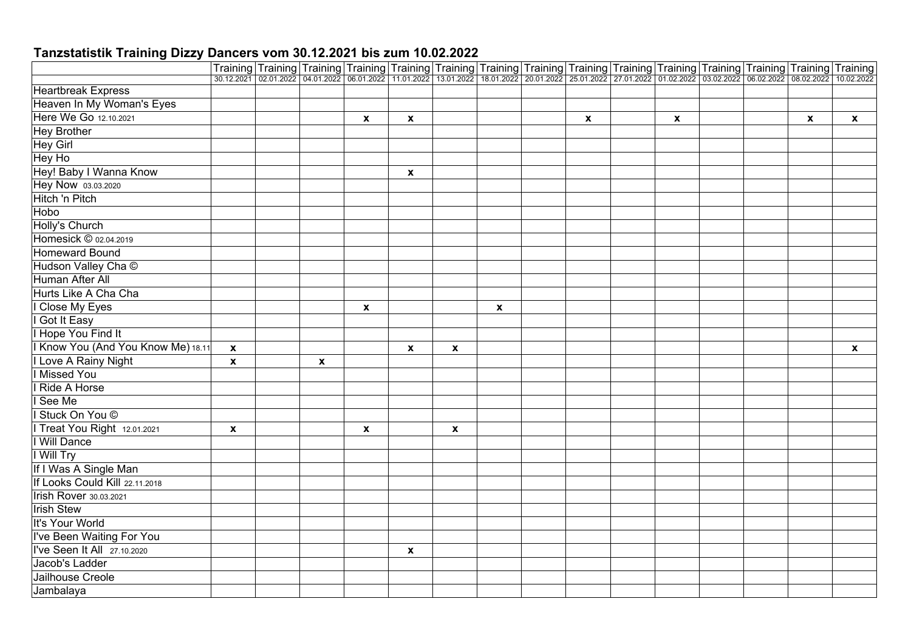## Tanzstatistik Training Dizzy Dancers vom 30.12.2021 bis zum 10.02.2022

| | Training 30.12.2021 | Training 02.01.2022 | Training 04.01.2022 | Training 06.01.2022 | Training 11.01.2022 | Training 13.01.2022 | Training 18.01.2022 | Training 20.01.2022 | Training 25.01.2022 | Training 27.01.2022 | Training 01.02.2022 | Training 03.02.2022 | Training 06.02.2022 | Training 08.02.2022 | Training 10.02.2022 |
|---|---|---|---|---|---|---|---|---|---|---|---|---|---|---|---|
| Heartbreak Express | | | | | | | | | | | | | | | |
| Heaven In My Woman's Eyes | | | | | | | | | | | | | | | |
| Here We Go 12.10.2021 | | | | x | x | | | | x | | x | | | x | x |
| Hey Brother | | | | | | | | | | | | | | | |
| Hey Girl | | | | | | | | | | | | | | | |
| Hey Ho | | | | | | | | | | | | | | | |
| Hey! Baby I Wanna Know | | | | | x | | | | | | | | | | |
| Hey Now 03.03.2020 | | | | | | | | | | | | | | | |
| Hitch 'n Pitch | | | | | | | | | | | | | | | |
| Hobo | | | | | | | | | | | | | | | |
| Holly's Church | | | | | | | | | | | | | | | |
| Homesick © 02.04.2019 | | | | | | | | | | | | | | | |
| Homeward Bound | | | | | | | | | | | | | | | |
| Hudson Valley Cha © | | | | | | | | | | | | | | | |
| Human After All | | | | | | | | | | | | | | | |
| Hurts Like A Cha Cha | | | | | | | | | | | | | | | |
| I Close My Eyes | | | | x | | | x | | | | | | | | |
| I Got It Easy | | | | | | | | | | | | | | | |
| I Hope You Find It | | | | | | | | | | | | | | | |
| I Know You (And You Know Me) 18.11 | x | | | | x | x | | | | | | | | | x |
| I Love A Rainy Night | x | | x | | | | | | | | | | | | |
| I Missed You | | | | | | | | | | | | | | | |
| I Ride A Horse | | | | | | | | | | | | | | | |
| I See Me | | | | | | | | | | | | | | | |
| I Stuck On You © | | | | | | | | | | | | | | | |
| I Treat You Right 12.01.2021 | x | | | x | | x | | | | | | | | | |
| I Will Dance | | | | | | | | | | | | | | | |
| I Will Try | | | | | | | | | | | | | | | |
| If I Was A Single Man | | | | | | | | | | | | | | | |
| If Looks Could Kill 22.11.2018 | | | | | | | | | | | | | | | |
| Irish Rover 30.03.2021 | | | | | | | | | | | | | | | |
| Irish Stew | | | | | | | | | | | | | | | |
| It's Your World | | | | | | | | | | | | | | | |
| I've Been Waiting For You | | | | | | | | | | | | | | | |
| I've Seen It All 27.10.2020 | | | | | x | | | | | | | | | | |
| Jacob's Ladder | | | | | | | | | | | | | | | |
| Jailhouse Creole | | | | | | | | | | | | | | | |
| Jambalaya | | | | | | | | | | | | | | | |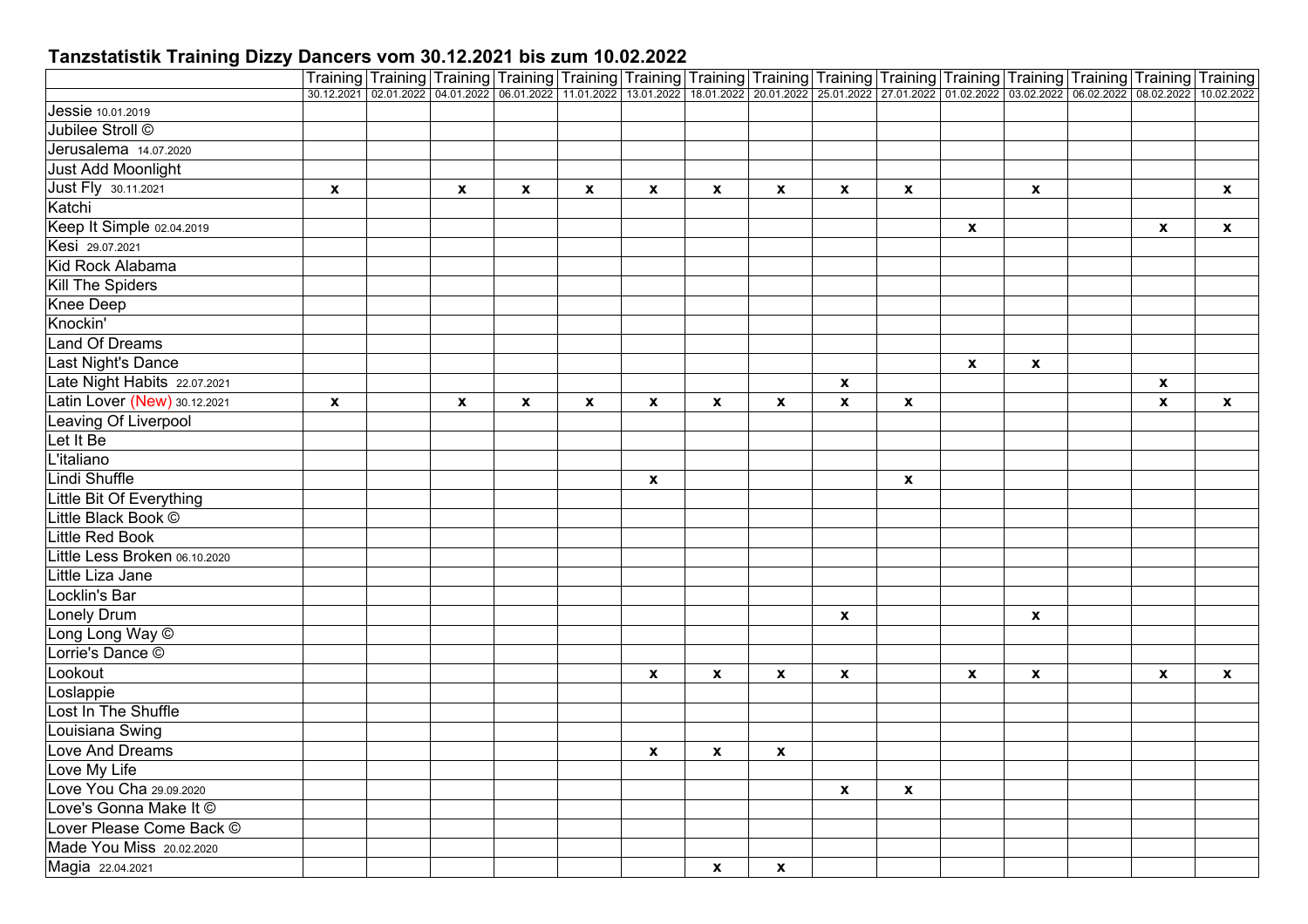## Tanzstatistik Training Dizzy Dancers vom 30.12.2021 bis zum 10.02.2022

| | Training 30.12.2021 | Training 02.01.2022 | Training 04.01.2022 | Training 06.01.2022 | Training 11.01.2022 | Training 13.01.2022 | Training 18.01.2022 | Training 20.01.2022 | Training 25.01.2022 | Training 27.01.2022 | Training 01.02.2022 | Training 03.02.2022 | Training 06.02.2022 | Training 08.02.2022 | Training 10.02.2022 |
|---|---|---|---|---|---|---|---|---|---|---|---|---|---|---|---|
| Jessie 10.01.2019 | | | | | | | | | | | | | | | |
| Jubilee Stroll © | | | | | | | | | | | | | | | |
| Jerusalema 14.07.2020 | | | | | | | | | | | | | | | |
| Just Add Moonlight | | | | | | | | | | | | | | | |
| Just Fly 30.11.2021 | x | | x | x | x | x | x | x | x | x | | x | | | x |
| Katchi | | | | | | | | | | | | | | | |
| Keep It Simple 02.04.2019 | | | | | | | | | | | x | | | x | x |
| Kesi 29.07.2021 | | | | | | | | | | | | | | | |
| Kid Rock Alabama | | | | | | | | | | | | | | | |
| Kill The Spiders | | | | | | | | | | | | | | | |
| Knee Deep | | | | | | | | | | | | | | | |
| Knockin' | | | | | | | | | | | | | | | |
| Land Of Dreams | | | | | | | | | | | | | | | |
| Last Night's Dance | | | | | | | | | | | x | x | | | |
| Late Night Habits 22.07.2021 | | | | | | | | | x | | | | | x | |
| Latin Lover (New) 30.12.2021 | x | | x | x | x | x | x | x | x | x | | | | x | x |
| Leaving Of Liverpool | | | | | | | | | | | | | | | |
| Let It Be | | | | | | | | | | | | | | | |
| L'italiano | | | | | | | | | | | | | | | |
| Lindi Shuffle | | | | | | x | | | | x | | | | | |
| Little Bit Of Everything | | | | | | | | | | | | | | | |
| Little Black Book © | | | | | | | | | | | | | | | |
| Little Red Book | | | | | | | | | | | | | | | |
| Little Less Broken 06.10.2020 | | | | | | | | | | | | | | | |
| Little Liza Jane | | | | | | | | | | | | | | | |
| Locklin's Bar | | | | | | | | | | | | | | | |
| Lonely Drum | | | | | | | | | x | | | x | | | |
| Long Long Way © | | | | | | | | | | | | | | | |
| Lorrie's Dance © | | | | | | | | | | | | | | | |
| Lookout | | | | | | x | x | x | x | | x | x | | x | x |
| Loslappie | | | | | | | | | | | | | | | |
| Lost In The Shuffle | | | | | | | | | | | | | | | |
| Louisiana Swing | | | | | | | | | | | | | | | |
| Love And Dreams | | | | | | x | x | x | | | | | | | |
| Love My Life | | | | | | | | | | | | | | | |
| Love You Cha 29.09.2020 | | | | | | | | | x | x | | | | | |
| Love's Gonna Make It © | | | | | | | | | | | | | | | |
| Lover Please Come Back © | | | | | | | | | | | | | | | |
| Made You Miss 20.02.2020 | | | | | | | | | | | | | | | |
| Magia 22.04.2021 | | | | | | | x | x | | | | | | | |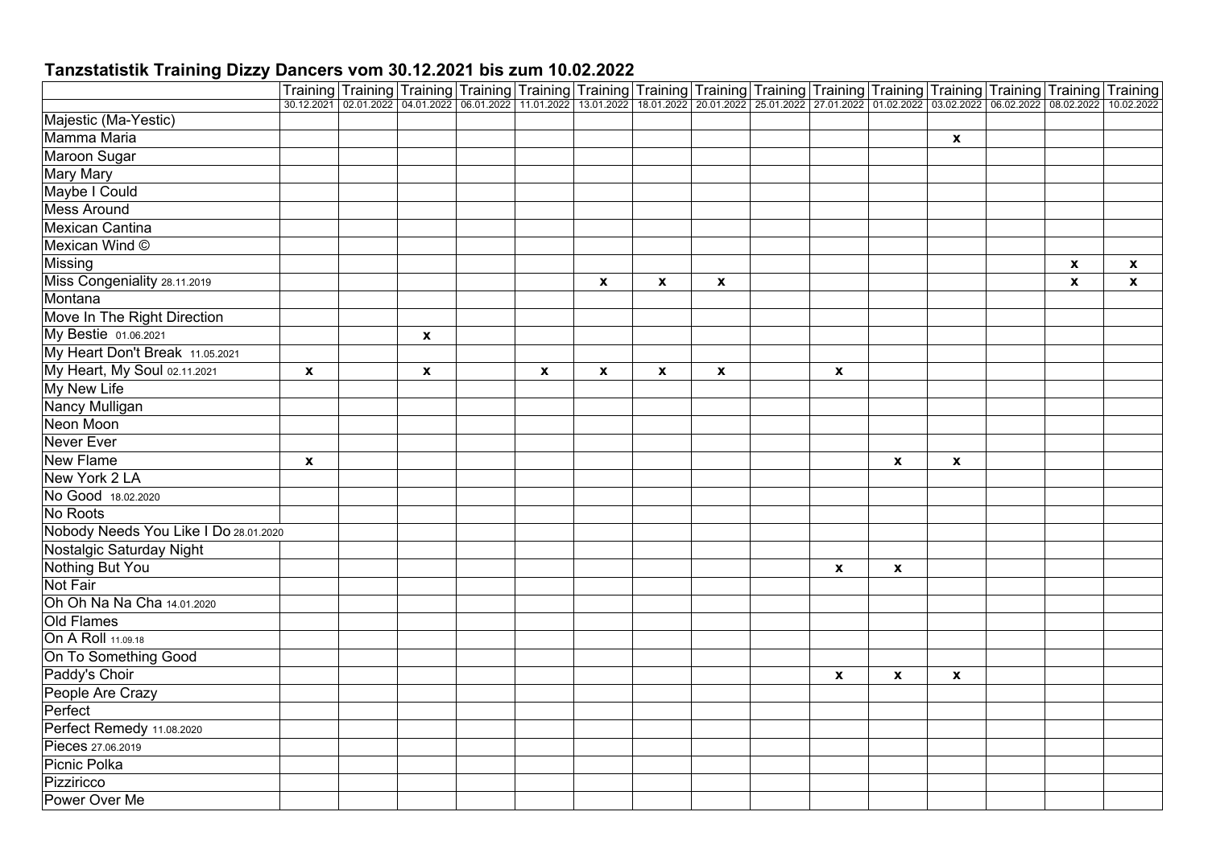## Tanzstatistik Training Dizzy Dancers vom 30.12.2021 bis zum 10.02.2022

| | Training 30.12.2021 | Training 02.01.2022 | Training 04.01.2022 | Training 06.01.2022 | Training 11.01.2022 | Training 13.01.2022 | Training 18.01.2022 | Training 20.01.2022 | Training 25.01.2022 | Training 27.01.2022 | Training 01.02.2022 | Training 03.02.2022 | Training 06.02.2022 | Training 08.02.2022 | Training 10.02.2022 |
|---|---|---|---|---|---|---|---|---|---|---|---|---|---|---|---|
| Majestic (Ma-Yestic) | | | | | | | | | | | | | | | |
| Mamma Maria | | | | | | | | | | | | x | | | |
| Maroon Sugar | | | | | | | | | | | | | | | |
| Mary Mary | | | | | | | | | | | | | | | |
| Maybe I Could | | | | | | | | | | | | | | | |
| Mess Around | | | | | | | | | | | | | | | |
| Mexican Cantina | | | | | | | | | | | | | | | |
| Mexican Wind © | | | | | | | | | | | | | | | |
| Missing | | | | | | | | | | | | | | x | x |
| Miss Congeniality 28.11.2019 | | | | | | x | x | x | | | | | | x | x |
| Montana | | | | | | | | | | | | | | | |
| Move In The Right Direction | | | | | | | | | | | | | | | |
| My Bestie 01.06.2021 | | | x | | | | | | | | | | | | |
| My Heart Don't Break 11.05.2021 | | | | | | | | | | | | | | | |
| My Heart, My Soul 02.11.2021 | x | | x | | x | x | x | x | | x | | | | | |
| My New Life | | | | | | | | | | | | | | | |
| Nancy Mulligan | | | | | | | | | | | | | | | |
| Neon Moon | | | | | | | | | | | | | | | |
| Never Ever | | | | | | | | | | | | | | | |
| New Flame | x | | | | | | | | | | x | x | | | |
| New York 2 LA | | | | | | | | | | | | | | | |
| No Good 18.02.2020 | | | | | | | | | | | | | | | |
| No Roots | | | | | | | | | | | | | | | |
| Nobody Needs You Like I Do 28.01.2020 | | | | | | | | | | | | | | | |
| Nostalgic Saturday Night | | | | | | | | | | | | | | | |
| Nothing But You | | | | | | | | | | x | x | | | | |
| Not Fair | | | | | | | | | | | | | | | |
| Oh Oh Na Na Cha 14.01.2020 | | | | | | | | | | | | | | | |
| Old Flames | | | | | | | | | | | | | | | |
| On A Roll 11.09.18 | | | | | | | | | | | | | | | |
| On To Something Good | | | | | | | | | | | | | | | |
| Paddy's Choir | | | | | | | | | | x | x | x | | | |
| People Are Crazy | | | | | | | | | | | | | | | |
| Perfect | | | | | | | | | | | | | | | |
| Perfect Remedy 11.08.2020 | | | | | | | | | | | | | | | |
| Pieces 27.06.2019 | | | | | | | | | | | | | | | |
| Picnic Polka | | | | | | | | | | | | | | | |
| Pizziricco | | | | | | | | | | | | | | | |
| Power Over Me | | | | | | | | | | | | | | | |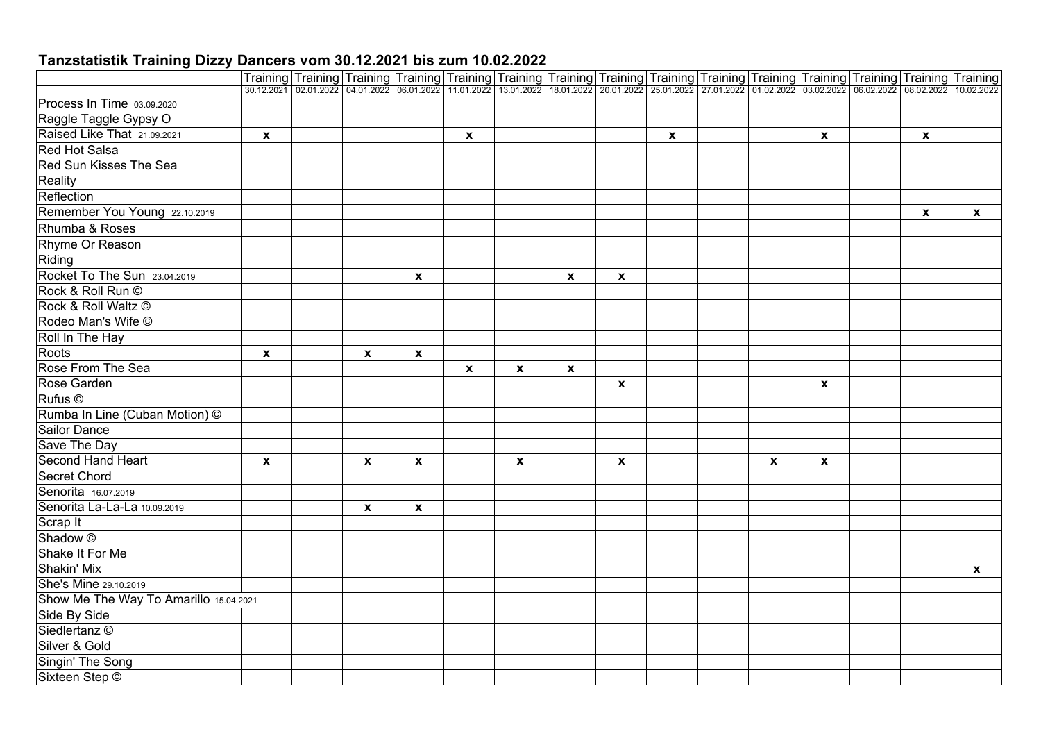## Tanzstatistik Training Dizzy Dancers vom 30.12.2021 bis zum 10.02.2022

| | Training 30.12.2021 | Training 02.01.2022 | Training 04.01.2022 | Training 06.01.2022 | Training 11.01.2022 | Training 13.01.2022 | Training 18.01.2022 | Training 20.01.2022 | Training 25.01.2022 | Training 27.01.2022 | Training 01.02.2022 | Training 03.02.2022 | Training 06.02.2022 | Training 08.02.2022 | Training 10.02.2022 |
|---|---|---|---|---|---|---|---|---|---|---|---|---|---|---|---|
| Process In Time 03.09.2020 | | | | | | | | | | | | | | | |
| Raggle Taggle Gypsy O | | | | | | | | | | | | | | | |
| Raised Like That 21.09.2021 | x | | | | x | | | | x | | | x | | x | |
| Red Hot Salsa | | | | | | | | | | | | | | | |
| Red Sun Kisses The Sea | | | | | | | | | | | | | | | |
| Reality | | | | | | | | | | | | | | | |
| Reflection | | | | | | | | | | | | | | | |
| Remember You Young 22.10.2019 | | | | | | | | | | | | | | x | x |
| Rhumba & Roses | | | | | | | | | | | | | | | |
| Rhyme Or Reason | | | | | | | | | | | | | | | |
| Riding | | | | | | | | | | | | | | | |
| Rocket To The Sun 23.04.2019 | | | | x | | | x | x | | | | | | | |
| Rock & Roll Run © | | | | | | | | | | | | | | | |
| Rock & Roll Waltz © | | | | | | | | | | | | | | | |
| Rodeo Man's Wife © | | | | | | | | | | | | | | | |
| Roll In The Hay | | | | | | | | | | | | | | | |
| Roots | x | | x | x | | | | | | | | | | | |
| Rose From The Sea | | | | | x | x | x | | | | | | | | |
| Rose Garden | | | | | | | | x | | | | x | | | |
| Rufus © | | | | | | | | | | | | | | | |
| Rumba In Line (Cuban Motion) © | | | | | | | | | | | | | | | |
| Sailor Dance | | | | | | | | | | | | | | | |
| Save The Day | | | | | | | | | | | | | | | |
| Second Hand Heart | x | | x | x | | x | | x | | | x | x | | | |
| Secret Chord | | | | | | | | | | | | | | | |
| Senorita 16.07.2019 | | | | | | | | | | | | | | | |
| Senorita La-La-La 10.09.2019 | | | x | x | | | | | | | | | | | |
| Scrap It | | | | | | | | | | | | | | | |
| Shadow © | | | | | | | | | | | | | | | |
| Shake It For Me | | | | | | | | | | | | | | | |
| Shakin' Mix | | | | | | | | | | | | | | | x |
| She's Mine 29.10.2019 | | | | | | | | | | | | | | | |
| Show Me The Way To Amarillo 15.04.2021 | | | | | | | | | | | | | | | |
| Side By Side | | | | | | | | | | | | | | | |
| Siedlertanz © | | | | | | | | | | | | | | | |
| Silver & Gold | | | | | | | | | | | | | | | |
| Singin' The Song | | | | | | | | | | | | | | | |
| Sixteen Step © | | | | | | | | | | | | | | | |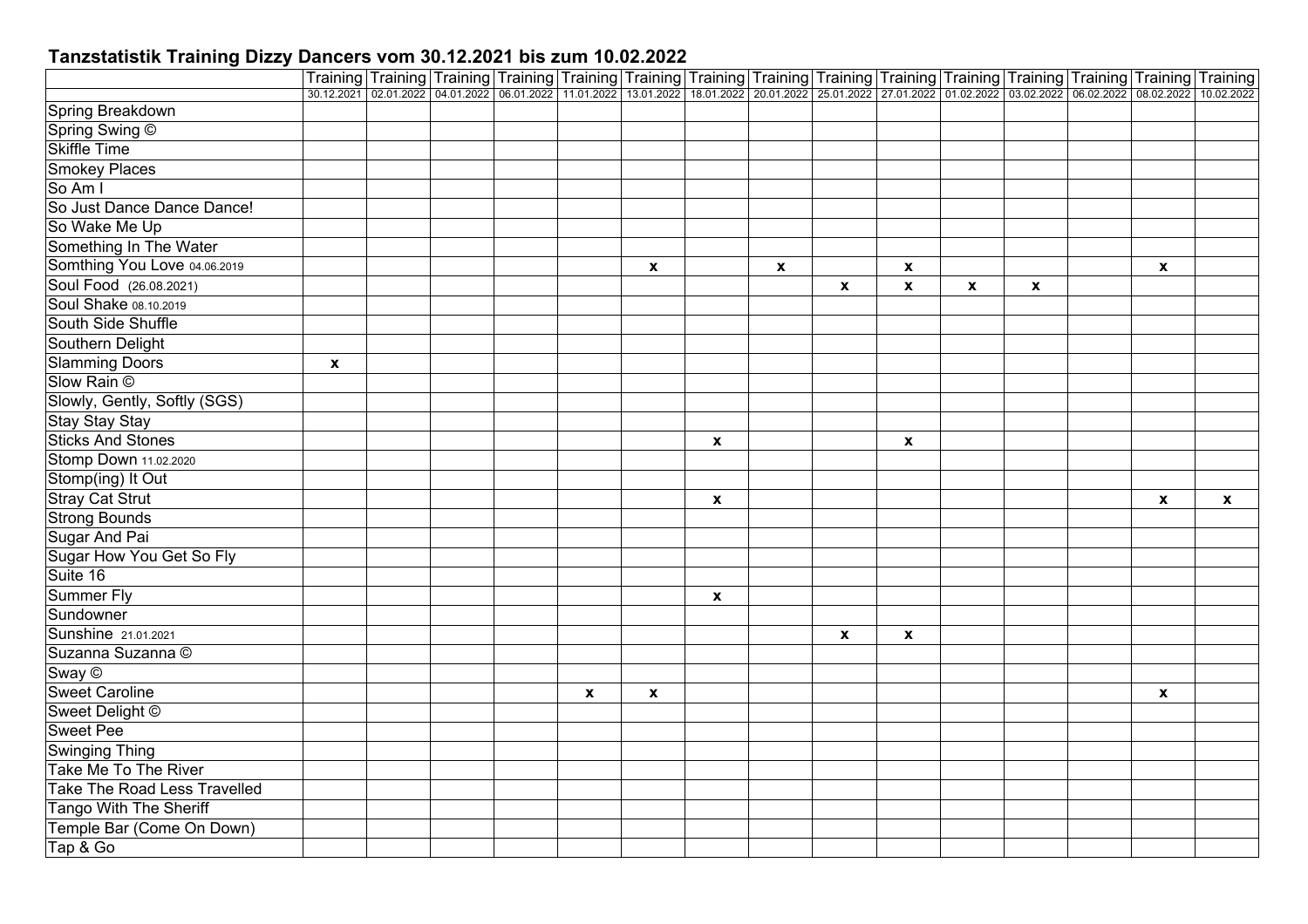## Tanzstatistik Training Dizzy Dancers vom 30.12.2021 bis zum 10.02.2022

| | Training 30.12.2021 | Training 02.01.2022 | Training 04.01.2022 | Training 06.01.2022 | Training 11.01.2022 | Training 13.01.2022 | Training 18.01.2022 | Training 20.01.2022 | Training 25.01.2022 | Training 27.01.2022 | Training 01.02.2022 | Training 03.02.2022 | Training 06.02.2022 | Training 08.02.2022 | Training 10.02.2022 |
|---|---|---|---|---|---|---|---|---|---|---|---|---|---|---|---|
| Spring Breakdown | | | | | | | | | | | | | | | |
| Spring Swing © | | | | | | | | | | | | | | | |
| Skiffle Time | | | | | | | | | | | | | | | |
| Smokey Places | | | | | | | | | | | | | | | |
| So Am I | | | | | | | | | | | | | | | |
| So Just Dance Dance Dance! | | | | | | | | | | | | | | | |
| So Wake Me Up | | | | | | | | | | | | | | | |
| Something In The Water | | | | | | | | | | | | | | | |
| Somthing You Love 04.06.2019 | | | | | | x | | x | | x | | | | x | |
| Soul Food (26.08.2021) | | | | | | | | | x | x | x | x | | | |
| Soul Shake 08.10.2019 | | | | | | | | | | | | | | | |
| South Side Shuffle | | | | | | | | | | | | | | | |
| Southern Delight | | | | | | | | | | | | | | | |
| Slamming Doors | x | | | | | | | | | | | | | | |
| Slow Rain © | | | | | | | | | | | | | | | |
| Slowly, Gently, Softly (SGS) | | | | | | | | | | | | | | | |
| Stay Stay Stay | | | | | | | | | | | | | | | |
| Sticks And Stones | | | | | | | x | | | x | | | | | |
| Stomp Down 11.02.2020 | | | | | | | | | | | | | | | |
| Stomp(ing) It Out | | | | | | | | | | | | | | | |
| Stray Cat Strut | | | | | | | x | | | | | | | x | x |
| Strong Bounds | | | | | | | | | | | | | | | |
| Sugar And Pai | | | | | | | | | | | | | | | |
| Sugar How You Get So Fly | | | | | | | | | | | | | | | |
| Suite 16 | | | | | | | | | | | | | | | |
| Summer Fly | | | | | | | x | | | | | | | | |
| Sundowner | | | | | | | | | | | | | | | |
| Sunshine 21.01.2021 | | | | | | | | | x | x | | | | | |
| Suzanna Suzanna © | | | | | | | | | | | | | | | |
| Sway © | | | | | | | | | | | | | | | |
| Sweet Caroline | | | | | x | x | | | | | | | | x | |
| Sweet Delight © | | | | | | | | | | | | | | | |
| Sweet Pee | | | | | | | | | | | | | | | |
| Swinging Thing | | | | | | | | | | | | | | | |
| Take Me To The River | | | | | | | | | | | | | | | |
| Take The Road Less Travelled | | | | | | | | | | | | | | | |
| Tango With The Sheriff | | | | | | | | | | | | | | | |
| Temple Bar (Come On Down) | | | | | | | | | | | | | | | |
| Tap & Go | | | | | | | | | | | | | | | |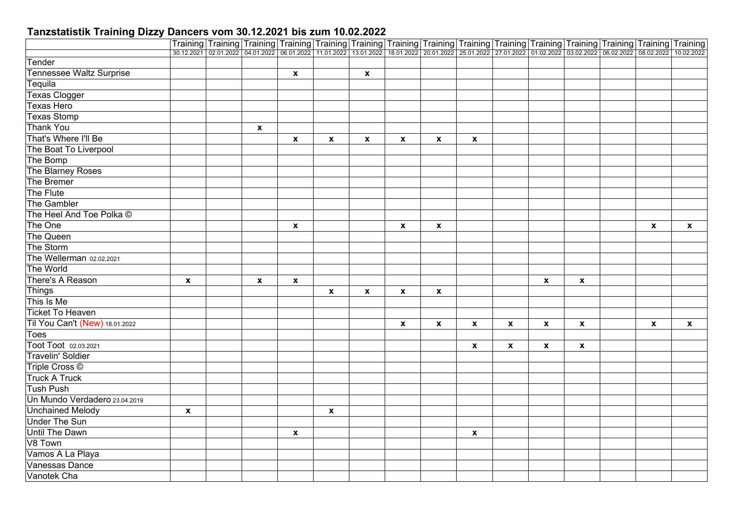## Tanzstatistik Training Dizzy Dancers vom 30.12.2021 bis zum 10.02.2022

| | Training 30.12.2021 | Training 02.01.2022 | Training 04.01.2022 | Training 06.01.2022 | Training 11.01.2022 | Training 13.01.2022 | Training 18.01.2022 | Training 20.01.2022 | Training 25.01.2022 | Training 27.01.2022 | Training 01.02.2022 | Training 03.02.2022 | Training 06.02.2022 | Training 08.02.2022 | Training 10.02.2022 |
|---|---|---|---|---|---|---|---|---|---|---|---|---|---|---|---|
| Tender | | | | | | | | | | | | | | | |
| Tennessee Waltz Surprise | | | | x | | x | | | | | | | | | |
| Tequila | | | | | | | | | | | | | | | |
| Texas Clogger | | | | | | | | | | | | | | | |
| Texas Hero | | | | | | | | | | | | | | | |
| Texas Stomp | | | | | | | | | | | | | | | |
| Thank You | | | x | | | | | | | | | | | | |
| That's Where I'll Be | | | | x | x | x | x | x | x | | | | | | |
| The Boat To Liverpool | | | | | | | | | | | | | | | |
| The Bomp | | | | | | | | | | | | | | | |
| The Blarney Roses | | | | | | | | | | | | | | | |
| The Bremer | | | | | | | | | | | | | | | |
| The Flute | | | | | | | | | | | | | | | |
| The Gambler | | | | | | | | | | | | | | | |
| The Heel And Toe Polka © | | | | | | | | | | | | | | | |
| The One | | | | x | | | x | x | | | | | | x | x |
| The Queen | | | | | | | | | | | | | | | |
| The Storm | | | | | | | | | | | | | | | |
| The Wellerman 02.02.2021 | | | | | | | | | | | | | | | |
| The World | | | | | | | | | | | | | | | |
| There's A Reason | x | | x | x | | | | | | | x | x | | | |
| Things | | | | | x | x | x | x | | | | | | | |
| This Is Me | | | | | | | | | | | | | | | |
| Ticket To Heaven | | | | | | | | | | | | | | | |
| Til You Can't (New) 18.01.2022 | | | | | | | x | x | x | x | x | x | | x | x |
| Toes | | | | | | | | | | | | | | | |
| Toot Toot 02.03.2021 | | | | | | | | | x | x | x | x | | | |
| Travelin' Soldier | | | | | | | | | | | | | | | |
| Triple Cross © | | | | | | | | | | | | | | | |
| Truck A Truck | | | | | | | | | | | | | | | |
| Tush Push | | | | | | | | | | | | | | | |
| Un Mundo Verdadero 23.04.2019 | | | | | | | | | | | | | | | |
| Unchained Melody | x | | | | x | | | | | | | | | | |
| Under The Sun | | | | | | | | | | | | | | | |
| Until The Dawn | | | | x | | | | | x | | | | | | |
| V8 Town | | | | | | | | | | | | | | | |
| Vamos A La Playa | | | | | | | | | | | | | | | |
| Vanessas Dance | | | | | | | | | | | | | | | |
| Vanotek Cha | | | | | | | | | | | | | | | |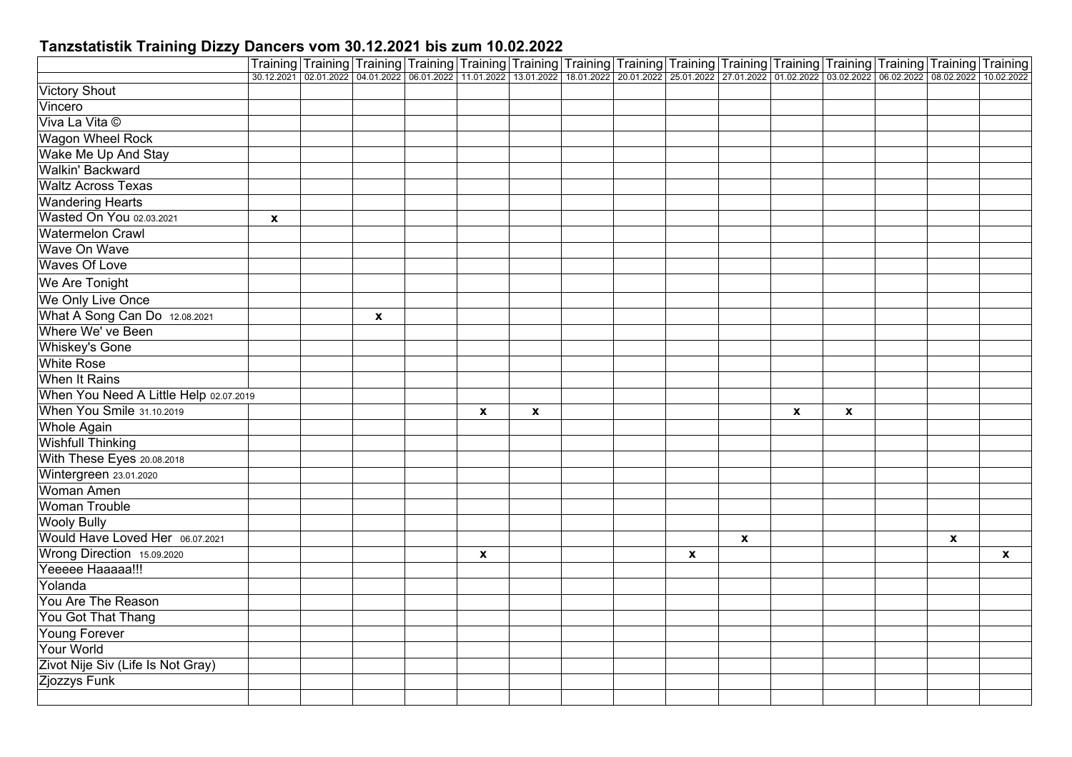## Tanzstatistik Training Dizzy Dancers vom 30.12.2021 bis zum 10.02.2022

| | Training | Training | Training | Training | Training | Training | Training | Training | Training | Training | Training | Training | Training | Training | Training |
|---|---|---|---|---|---|---|---|---|---|---|---|---|---|---|---|
| | 30.12.2021 | 02.01.2022 | 04.01.2022 | 06.01.2022 | 11.01.2022 | 13.01.2022 | 18.01.2022 | 20.01.2022 | 25.01.2022 | 27.01.2022 | 01.02.2022 | 03.02.2022 | 06.02.2022 | 08.02.2022 | 10.02.2022 |
| Victory Shout | | | | | | | | | | | | | | | |
| Vincero | | | | | | | | | | | | | | | |
| Viva La Vita © | | | | | | | | | | | | | | | |
| Wagon Wheel Rock | | | | | | | | | | | | | | | |
| Wake Me Up And Stay | | | | | | | | | | | | | | | |
| Walkin' Backward | | | | | | | | | | | | | | | |
| Waltz Across Texas | | | | | | | | | | | | | | | |
| Wandering Hearts | | | | | | | | | | | | | | | |
| Wasted On You 02.03.2021 | x | | | | | | | | | | | | | | |
| Watermelon Crawl | | | | | | | | | | | | | | | |
| Wave On Wave | | | | | | | | | | | | | | | |
| Waves Of Love | | | | | | | | | | | | | | | |
| We Are Tonight | | | | | | | | | | | | | | | |
| We Only Live Once | | | | | | | | | | | | | | | |
| What A Song Can Do 12.08.2021 | | | x | | | | | | | | | | | | |
| Where We' ve Been | | | | | | | | | | | | | | | |
| Whiskey's Gone | | | | | | | | | | | | | | | |
| White Rose | | | | | | | | | | | | | | | |
| When It Rains | | | | | | | | | | | | | | | |
| When You Need A Little Help 02.07.2019 | | | | | | | | | | | | | | | |
| When You Smile 31.10.2019 | | | | | x | x | | | | | x | x | | | |
| Whole Again | | | | | | | | | | | | | | | |
| Wishfull Thinking | | | | | | | | | | | | | | | |
| With These Eyes 20.08.2018 | | | | | | | | | | | | | | | |
| Wintergreen 23.01.2020 | | | | | | | | | | | | | | | |
| Woman Amen | | | | | | | | | | | | | | | |
| Woman Trouble | | | | | | | | | | | | | | | |
| Wooly Bully | | | | | | | | | | | | | | | |
| Would Have Loved Her 06.07.2021 | | | | | | | | | | x | | | | x | |
| Wrong Direction 15.09.2020 | | | | | x | | | | x | | | | | | x |
| Yeeeee Haaaaa!!! | | | | | | | | | | | | | | | |
| Yolanda | | | | | | | | | | | | | | | |
| You Are The Reason | | | | | | | | | | | | | | | |
| You Got That Thang | | | | | | | | | | | | | | | |
| Young Forever | | | | | | | | | | | | | | | |
| Your World | | | | | | | | | | | | | | | |
| Zivot Nije Siv (Life Is Not Gray) | | | | | | | | | | | | | | | |
| Zjozzys Funk | | | | | | | | | | | | | | | |
| | | | | | | | | | | | | | | | |